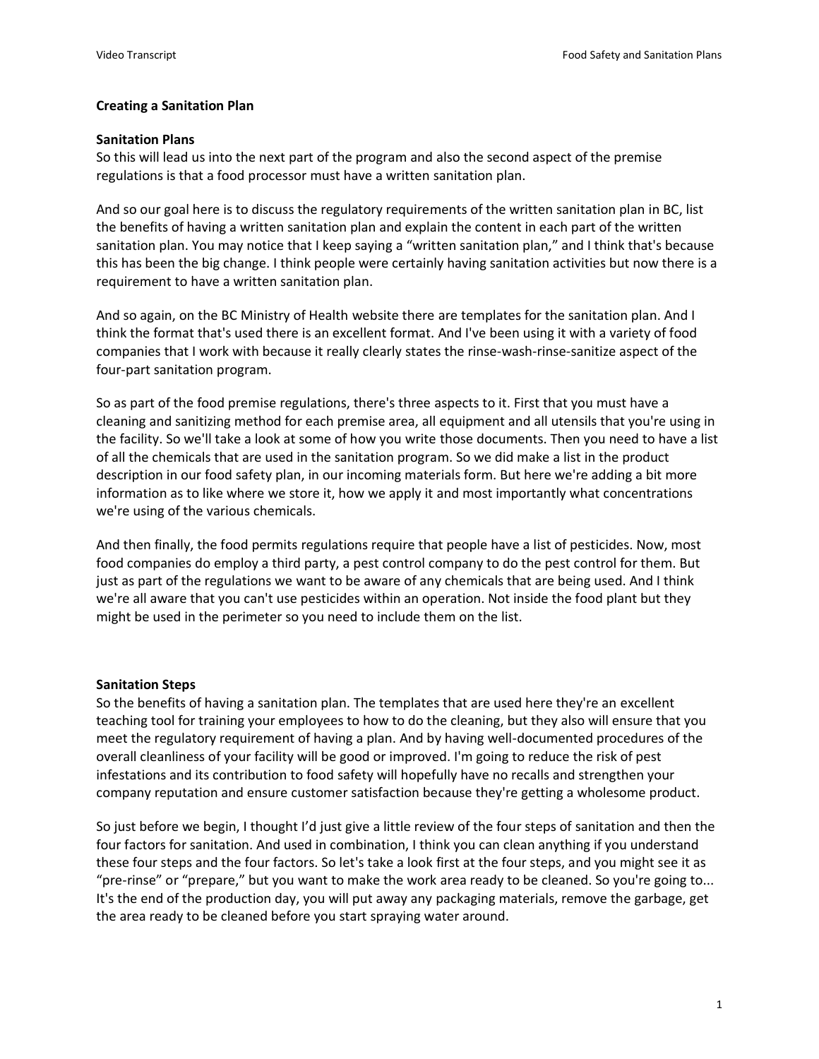## Creating a Sanitation Plan

### Sanitation Plans

So this will lead us into the next part of the program and also the second aspect of the premise regulations is that a food processor must have a written sanitation plan.

And so our goal here is to discuss the regulatory requirements of the written sanitation plan in BC, list the benefits of having a written sanitation plan and explain the content in each part of the written sanitation plan. You may notice that I keep saying a "written sanitation plan," and I think that's because this has been the big change. I think people were certainly having sanitation activities but now there is a requirement to have a written sanitation plan.

And so again, on the BC Ministry of Health website there are templates for the sanitation plan. And I think the format that's used there is an excellent format. And I've been using it with a variety of food companies that I work with because it really clearly states the rinse-wash-rinse-sanitize aspect of the four-part sanitation program.

So as part of the food premise regulations, there's three aspects to it. First that you must have a cleaning and sanitizing method for each premise area, all equipment and all utensils that you're using in the facility. So we'll take a look at some of how you write those documents. Then you need to have a list of all the chemicals that are used in the sanitation program. So we did make a list in the product description in our food safety plan, in our incoming materials form. But here we're adding a bit more information as to like where we store it, how we apply it and most importantly what concentrations we're using of the various chemicals.

And then finally, the food permits regulations require that people have a list of pesticides. Now, most food companies do employ a third party, a pest control company to do the pest control for them. But just as part of the regulations we want to be aware of any chemicals that are being used. And I think we're all aware that you can't use pesticides within an operation. Not inside the food plant but they might be used in the perimeter so you need to include them on the list.

### Sanitation Steps

So the benefits of having a sanitation plan. The templates that are used here they're an excellent teaching tool for training your employees to how to do the cleaning, but they also will ensure that you meet the regulatory requirement of having a plan. And by having well-documented procedures of the overall cleanliness of your facility will be good or improved. I'm going to reduce the risk of pest infestations and its contribution to food safety will hopefully have no recalls and strengthen your company reputation and ensure customer satisfaction because they're getting a wholesome product.

So just before we begin, I thought I'd just give a little review of the four steps of sanitation and then the four factors for sanitation. And used in combination, I think you can clean anything if you understand these four steps and the four factors. So let's take a look first at the four steps, and you might see it as "pre-rinse" or "prepare," but you want to make the work area ready to be cleaned. So you're going to... It's the end of the production day, you will put away any packaging materials, remove the garbage, get the area ready to be cleaned before you start spraying water around.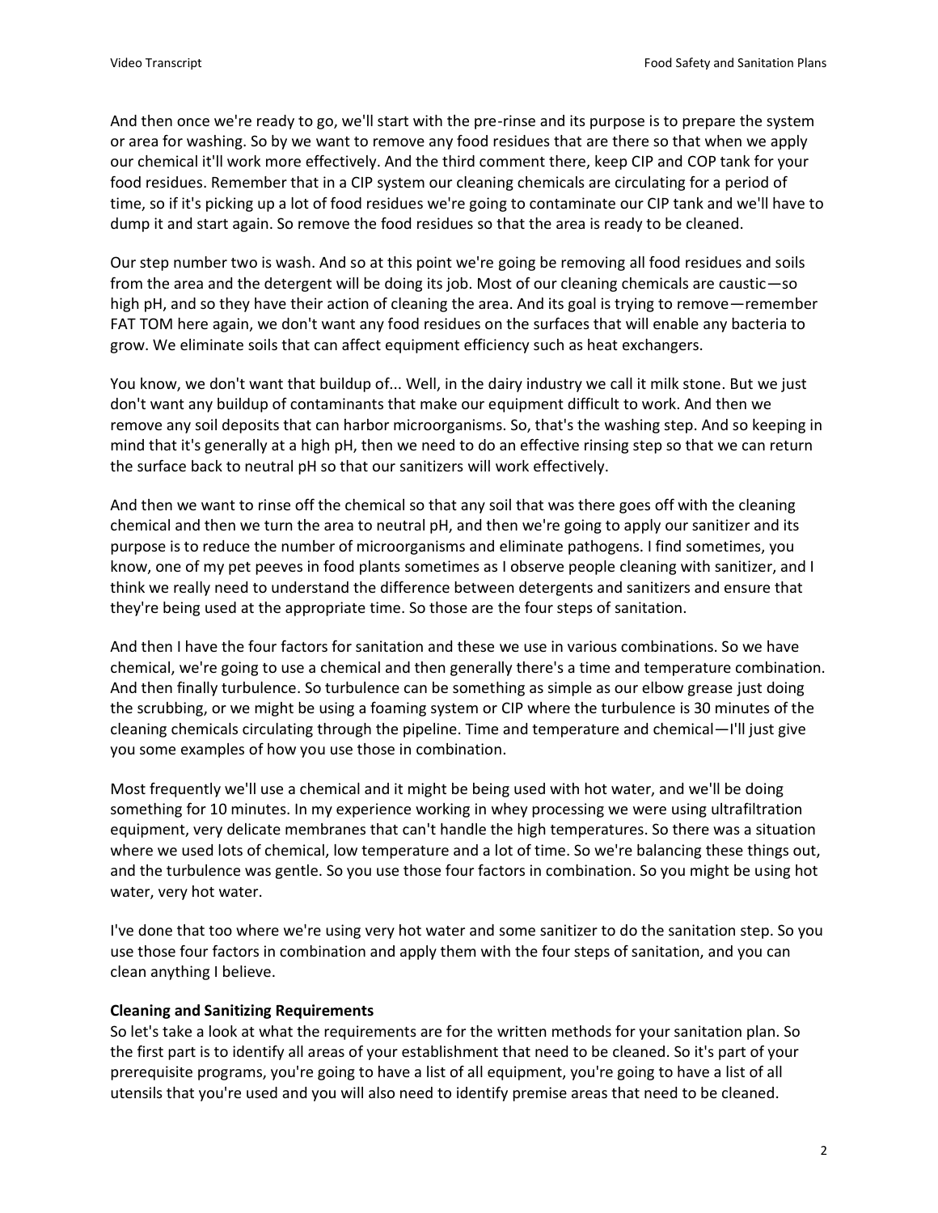And then once we're ready to go, we'll start with the pre-rinse and its purpose is to prepare the system or area for washing. So by we want to remove any food residues that are there so that when we apply our chemical it'll work more effectively. And the third comment there, keep CIP and COP tank for your food residues. Remember that in a CIP system our cleaning chemicals are circulating for a period of time, so if it's picking up a lot of food residues we're going to contaminate our CIP tank and we'll have to dump it and start again. So remove the food residues so that the area is ready to be cleaned.

Our step number two is wash. And so at this point we're going be removing all food residues and soils from the area and the detergent will be doing its job. Most of our cleaning chemicals are caustic—so high pH, and so they have their action of cleaning the area. And its goal is trying to remove—remember FAT TOM here again, we don't want any food residues on the surfaces that will enable any bacteria to grow. We eliminate soils that can affect equipment efficiency such as heat exchangers.

You know, we don't want that buildup of... Well, in the dairy industry we call it milk stone. But we just don't want any buildup of contaminants that make our equipment difficult to work. And then we remove any soil deposits that can harbor microorganisms. So, that's the washing step. And so keeping in mind that it's generally at a high pH, then we need to do an effective rinsing step so that we can return the surface back to neutral pH so that our sanitizers will work effectively.

And then we want to rinse off the chemical so that any soil that was there goes off with the cleaning chemical and then we turn the area to neutral pH, and then we're going to apply our sanitizer and its purpose is to reduce the number of microorganisms and eliminate pathogens. I find sometimes, you know, one of my pet peeves in food plants sometimes as I observe people cleaning with sanitizer, and I think we really need to understand the difference between detergents and sanitizers and ensure that they're being used at the appropriate time. So those are the four steps of sanitation.

And then I have the four factors for sanitation and these we use in various combinations. So we have chemical, we're going to use a chemical and then generally there's a time and temperature combination. And then finally turbulence. So turbulence can be something as simple as our elbow grease just doing the scrubbing, or we might be using a foaming system or CIP where the turbulence is 30 minutes of the cleaning chemicals circulating through the pipeline. Time and temperature and chemical—I'll just give you some examples of how you use those in combination.

Most frequently we'll use a chemical and it might be being used with hot water, and we'll be doing something for 10 minutes. In my experience working in whey processing we were using ultrafiltration equipment, very delicate membranes that can't handle the high temperatures. So there was a situation where we used lots of chemical, low temperature and a lot of time. So we're balancing these things out, and the turbulence was gentle. So you use those four factors in combination. So you might be using hot water, very hot water.

I've done that too where we're using very hot water and some sanitizer to do the sanitation step. So you use those four factors in combination and apply them with the four steps of sanitation, and you can clean anything I believe.

**Cleaning and Sanitizing Requirements**

So let's take a look at what the requirements are for the written methods for your sanitation plan. So the first part is to identify all areas of your establishment that need to be cleaned. So it's part of your prerequisite programs, you're going to have a list of all equipment, you're going to have a list of all utensils that you're used and you will also need to identify premise areas that need to be cleaned.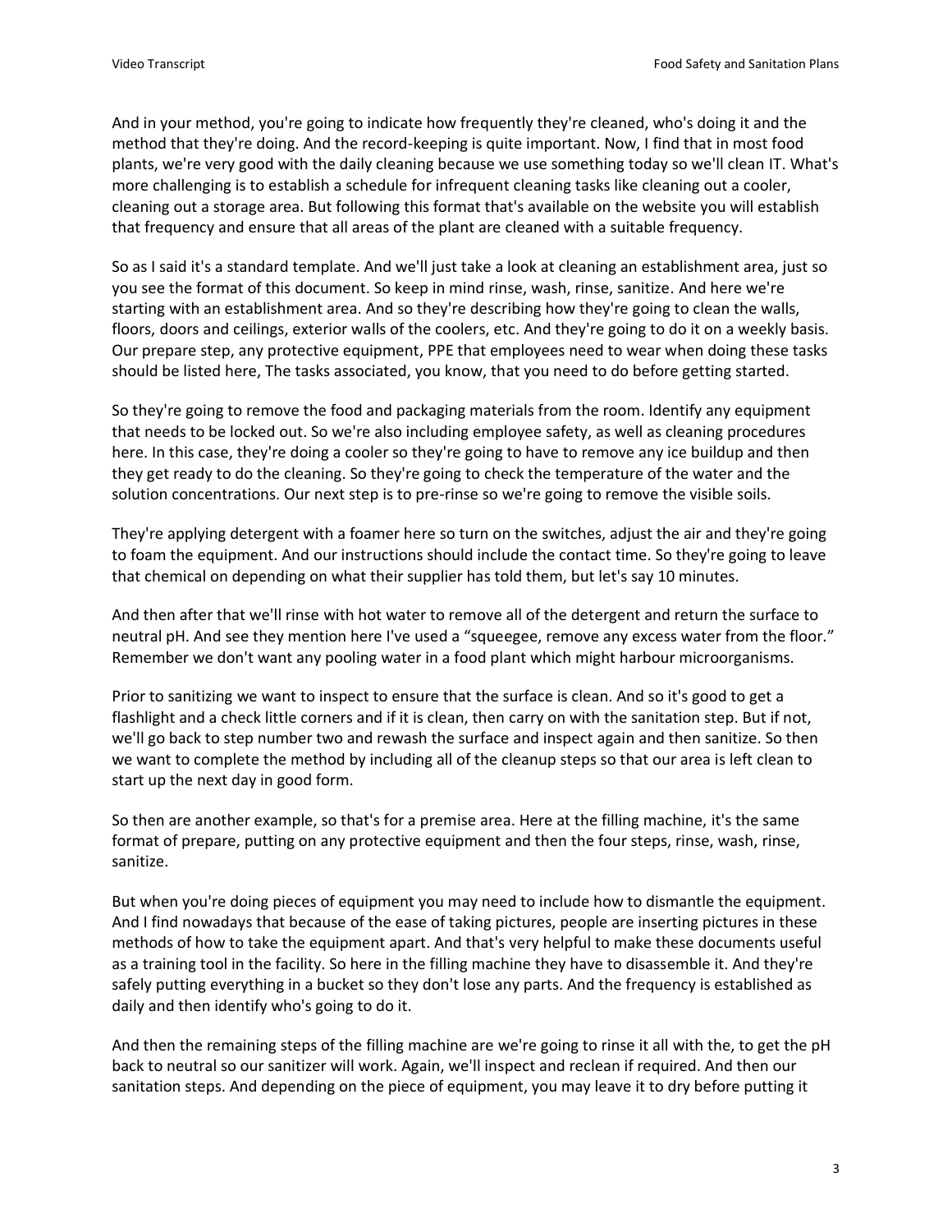And in your method, you're going to indicate how frequently they're cleaned, who's doing it and the method that they're doing. And the record-keeping is quite important. Now, I find that in most food plants, we're very good with the daily cleaning because we use something today so we'll clean IT. What's more challenging is to establish a schedule for infrequent cleaning tasks like cleaning out a cooler, cleaning out a storage area. But following this format that's available on the website you will establish that frequency and ensure that all areas of the plant are cleaned with a suitable frequency.

So as I said it's a standard template. And we'll just take a look at cleaning an establishment area, just so you see the format of this document. So keep in mind rinse, wash, rinse, sanitize. And here we're starting with an establishment area. And so they're describing how they're going to clean the walls, floors, doors and ceilings, exterior walls of the coolers, etc. And they're going to do it on a weekly basis. Our prepare step, any protective equipment, PPE that employees need to wear when doing these tasks should be listed here, The tasks associated, you know, that you need to do before getting started.

So they're going to remove the food and packaging materials from the room. Identify any equipment that needs to be locked out. So we're also including employee safety, as well as cleaning procedures here. In this case, they're doing a cooler so they're going to have to remove any ice buildup and then they get ready to do the cleaning. So they're going to check the temperature of the water and the solution concentrations. Our next step is to pre-rinse so we're going to remove the visible soils.

They're applying detergent with a foamer here so turn on the switches, adjust the air and they're going to foam the equipment. And our instructions should include the contact time. So they're going to leave that chemical on depending on what their supplier has told them, but let's say 10 minutes.

And then after that we'll rinse with hot water to remove all of the detergent and return the surface to neutral pH. And see they mention here I've used a "squeegee, remove any excess water from the floor." Remember we don't want any pooling water in a food plant which might harbour microorganisms.

Prior to sanitizing we want to inspect to ensure that the surface is clean. And so it's good to get a flashlight and a check little corners and if it is clean, then carry on with the sanitation step. But if not, we'll go back to step number two and rewash the surface and inspect again and then sanitize. So then we want to complete the method by including all of the cleanup steps so that our area is left clean to start up the next day in good form.

So then are another example, so that's for a premise area. Here at the filling machine, it's the same format of prepare, putting on any protective equipment and then the four steps, rinse, wash, rinse, sanitize.

But when you're doing pieces of equipment you may need to include how to dismantle the equipment. And I find nowadays that because of the ease of taking pictures, people are inserting pictures in these methods of how to take the equipment apart. And that's very helpful to make these documents useful as a training tool in the facility. So here in the filling machine they have to disassemble it. And they're safely putting everything in a bucket so they don't lose any parts. And the frequency is established as daily and then identify who's going to do it.

And then the remaining steps of the filling machine are we're going to rinse it all with the, to get the pH back to neutral so our sanitizer will work. Again, we'll inspect and reclean if required. And then our sanitation steps. And depending on the piece of equipment, you may leave it to dry before putting it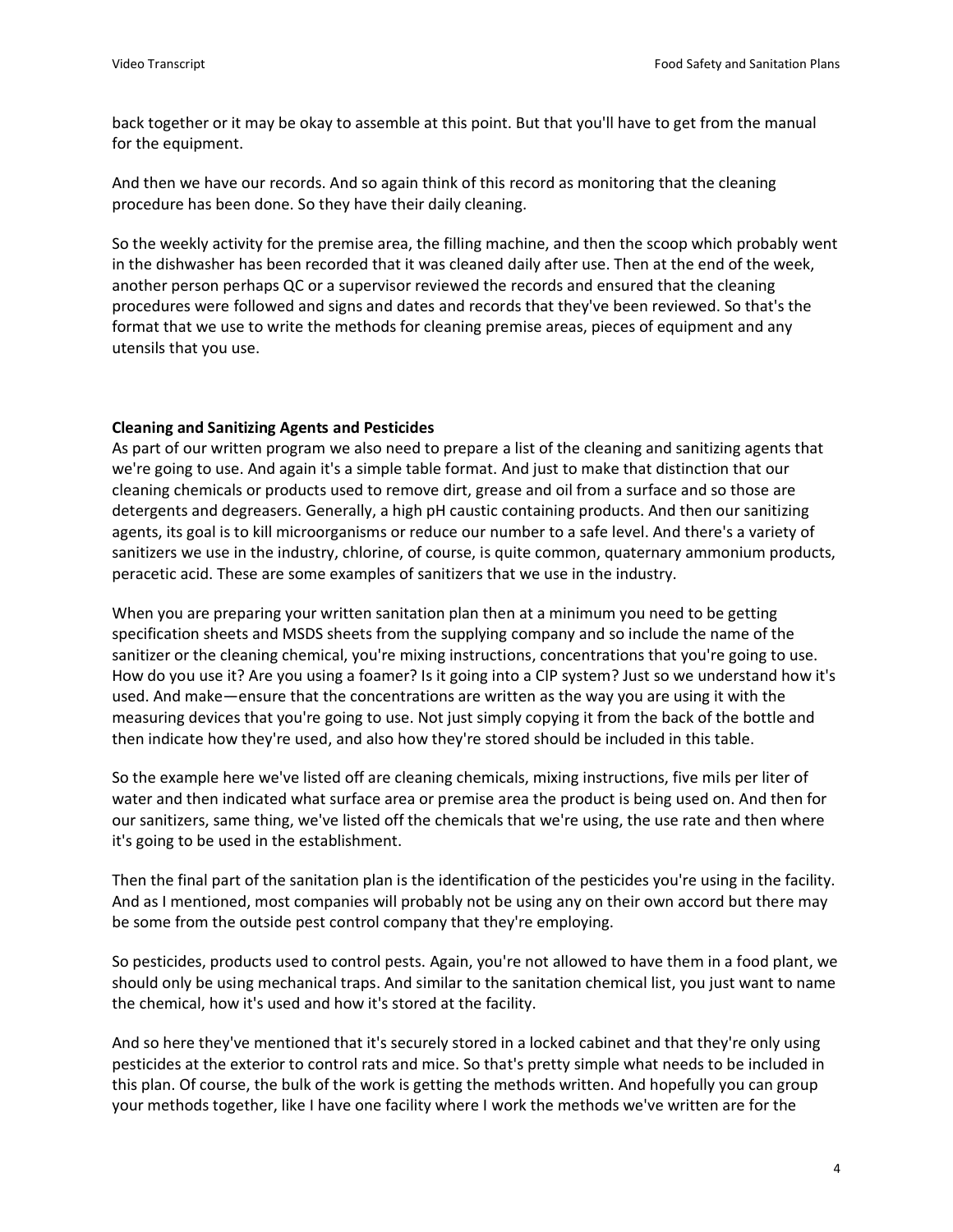back together or it may be okay to assemble at this point. But that you'll have to get from the manual for the equipment.

And then we have our records. And so again think of this record as monitoring that the cleaning procedure has been done. So they have their daily cleaning.

So the weekly activity for the premise area, the filling machine, and then the scoop which probably went in the dishwasher has been recorded that it was cleaned daily after use. Then at the end of the week, another person perhaps QC or a supervisor reviewed the records and ensured that the cleaning procedures were followed and signs and dates and records that they've been reviewed. So that's the format that we use to write the methods for cleaning premise areas, pieces of equipment and any utensils that you use.

**Cleaning and Sanitizing Agents and Pesticides**

As part of our written program we also need to prepare a list of the cleaning and sanitizing agents that we're going to use. And again it's a simple table format. And just to make that distinction that our cleaning chemicals or products used to remove dirt, grease and oil from a surface and so those are detergents and degreasers. Generally, a high pH caustic containing products. And then our sanitizing agents, its goal is to kill microorganisms or reduce our number to a safe level. And there's a variety of sanitizers we use in the industry, chlorine, of course, is quite common, quaternary ammonium products, peracetic acid. These are some examples of sanitizers that we use in the industry.

When you are preparing your written sanitation plan then at a minimum you need to be getting specification sheets and MSDS sheets from the supplying company and so include the name of the sanitizer or the cleaning chemical, you're mixing instructions, concentrations that you're going to use. How do you use it? Are you using a foamer? Is it going into a CIP system? Just so we understand how it's used. And make—ensure that the concentrations are written as the way you are using it with the measuring devices that you're going to use. Not just simply copying it from the back of the bottle and then indicate how they're used, and also how they're stored should be included in this table.

So the example here we've listed off are cleaning chemicals, mixing instructions, five mils per liter of water and then indicated what surface area or premise area the product is being used on. And then for our sanitizers, same thing, we've listed off the chemicals that we're using, the use rate and then where it's going to be used in the establishment.

Then the final part of the sanitation plan is the identification of the pesticides you're using in the facility. And as I mentioned, most companies will probably not be using any on their own accord but there may be some from the outside pest control company that they're employing.

So pesticides, products used to control pests. Again, you're not allowed to have them in a food plant, we should only be using mechanical traps. And similar to the sanitation chemical list, you just want to name the chemical, how it's used and how it's stored at the facility.

And so here they've mentioned that it's securely stored in a locked cabinet and that they're only using pesticides at the exterior to control rats and mice. So that's pretty simple what needs to be included in this plan. Of course, the bulk of the work is getting the methods written. And hopefully you can group your methods together, like I have one facility where I work the methods we've written are for the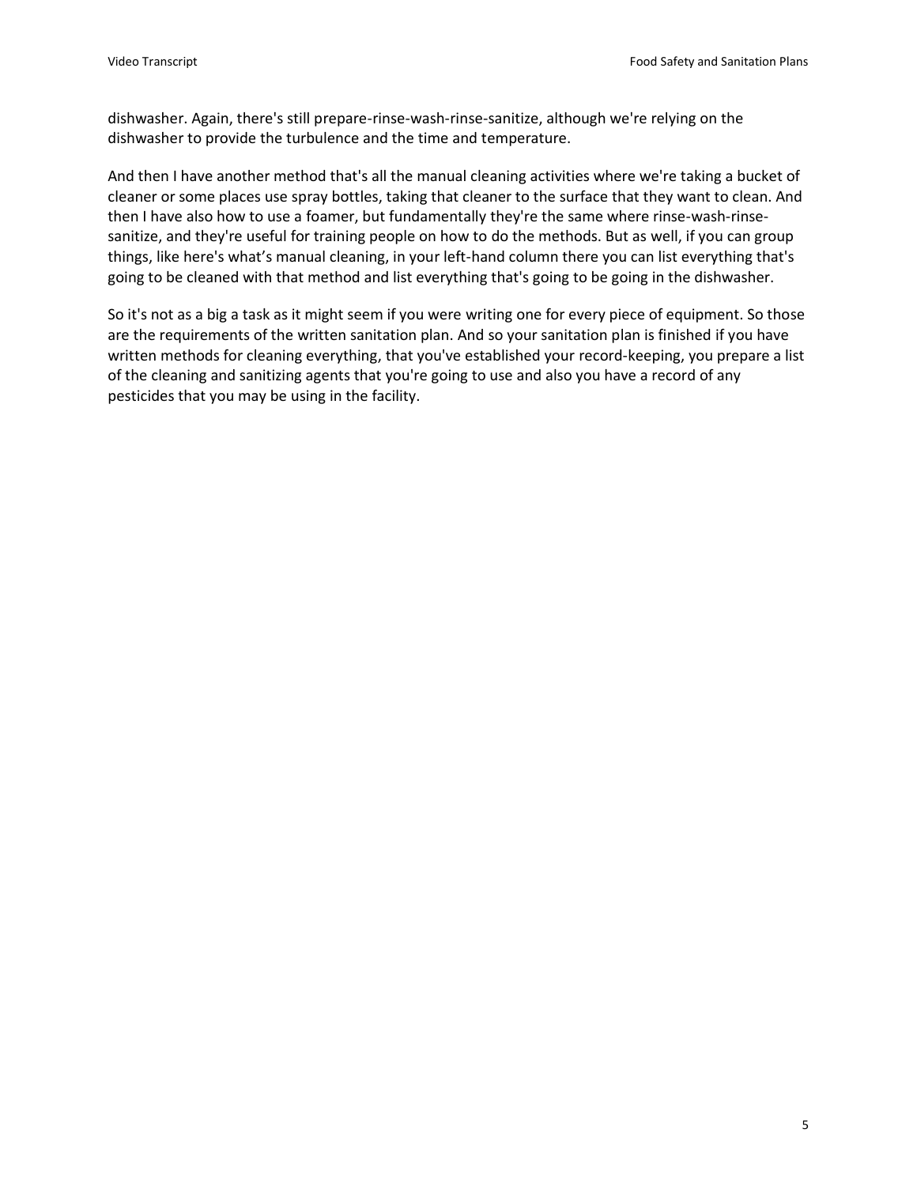dishwasher. Again, there's still prepare-rinse-wash-rinse-sanitize, although we're relying on the dishwasher to provide the turbulence and the time and temperature.

And then I have another method that's all the manual cleaning activities where we're taking a bucket of cleaner or some places use spray bottles, taking that cleaner to the surface that they want to clean. And then I have also how to use a foamer, but fundamentally they're the same where rinse-wash-rinse-sanitize, and they're useful for training people on how to do the methods. But as well, if you can group things, like here's what's manual cleaning, in your left-hand column there you can list everything that's going to be cleaned with that method and list everything that's going to be going in the dishwasher.

So it's not as a big a task as it might seem if you were writing one for every piece of equipment. So those are the requirements of the written sanitation plan. And so your sanitation plan is finished if you have written methods for cleaning everything, that you've established your record-keeping, you prepare a list of the cleaning and sanitizing agents that you're going to use and also you have a record of any pesticides that you may be using in the facility.